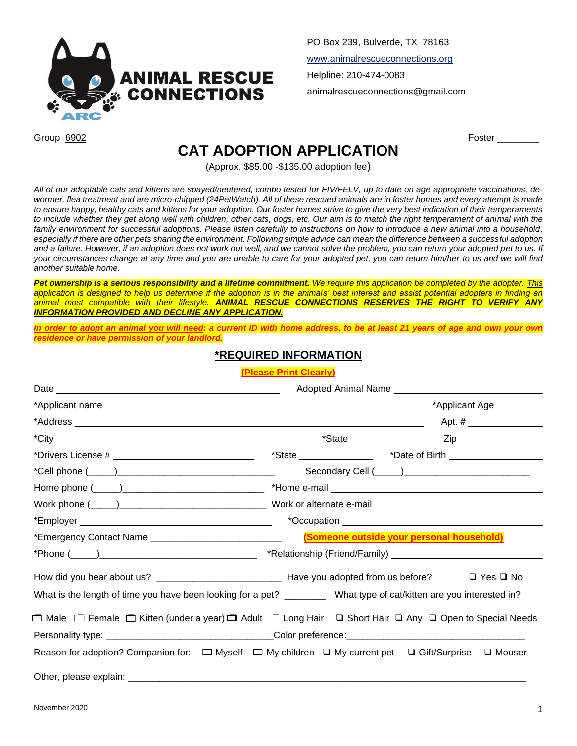ANIMAL RESCUE CONNECTIONS

ARC

PO Box 239, Bulverde, TX 78163

www.animalrescueconnections.org

Helpline: 210-474-0083

animalrescueconnections@gmail.com

Group 6902 Foster ________

# CAT ADOPTION APPLICATION

(Approx. $85.00 -$135.00 adoption fee)

*All of our adoptable cats and kittens are spayed/neutered, combo tested for FIV/FELV, up to date on age appropriate vaccinations, de-wormer, flea treatment and are micro-chipped (24PetWatch). All of these rescued animals are in foster homes and every attempt is made to ensure happy, healthy cats and kittens for your adoption. Our foster homes strive to give the very best indication of their temperaments to include whether they get along well with children, other cats, dogs, etc. Our aim is to match the right temperament of animal with the family environment for successful adoptions. Please listen carefully to instructions on how to introduce a new animal into a household, especially if there are other pets sharing the environment. Following simple advice can mean the difference between a successful adoption and a failure. However, if an adoption does not work out well, and we cannot solve the problem, you can return your adopted pet to us. If your circumstances change at any time and you are unable to care for your adopted pet, you can return him/her to us and we will find another suitable home.*

***Pet ownership is a serious responsibility and a lifetime commitment.*** *We require this application be completed by the adopter. This application is designed to help us determine if the adoption is in the animals' best interest and assist potential adopters in finding an animal most compatible with their lifestyle.* ***ANIMAL RESCUE CONNECTIONS RESERVES THE RIGHT TO VERIFY ANY INFORMATION PROVIDED AND DECLINE ANY APPLICATION.***

***In order to adopt an animal you will need: a current ID with home address, to be at least 21 years of age and own your own residence or have permission of your landlord.***

## *REQUIRED INFORMATION

**(Please Print Clearly)**

Date ______________________ Adopted Animal Name ______________________

*Applicant name ______________________ *Applicant Age ________

*Address ______________________ Apt. # ________

*City ______________________ *State ________ Zip ________

*Drivers License # ______________________ *State ________ *Date of Birth ________

*Cell phone (_____)______________________ Secondary Cell (_____)______________________

Home phone (_____)______________________ *Home e-mail ______________________

Work phone (_____)______________________ Work or alternate e-mail ______________________

*Employer ______________________ *Occupation ______________________

*Emergency Contact Name ______________________ **(Someone outside your personal household)**

*Phone (_____)______________________ *Relationship (Friend/Family) ______________________

How did you hear about us? ______________________ Have you adopted from us before? ☐ Yes ☐ No

What is the length of time you have been looking for a pet? ________ What type of cat/kitten are you interested in?

☐ Male ☐ Female ☐ Kitten (under a year) ☐ Adult ☐ Long Hair ☐ Short Hair ☐ Any ☐ Open to Special Needs

Personality type: ______________________ Color preference: ______________________

Reason for adoption? Companion for: ☐ Myself ☐ My children ☐ My current pet ☐ Gift/Surprise ☐ Mouser

Other, please explain: ______________________________________________

November 2020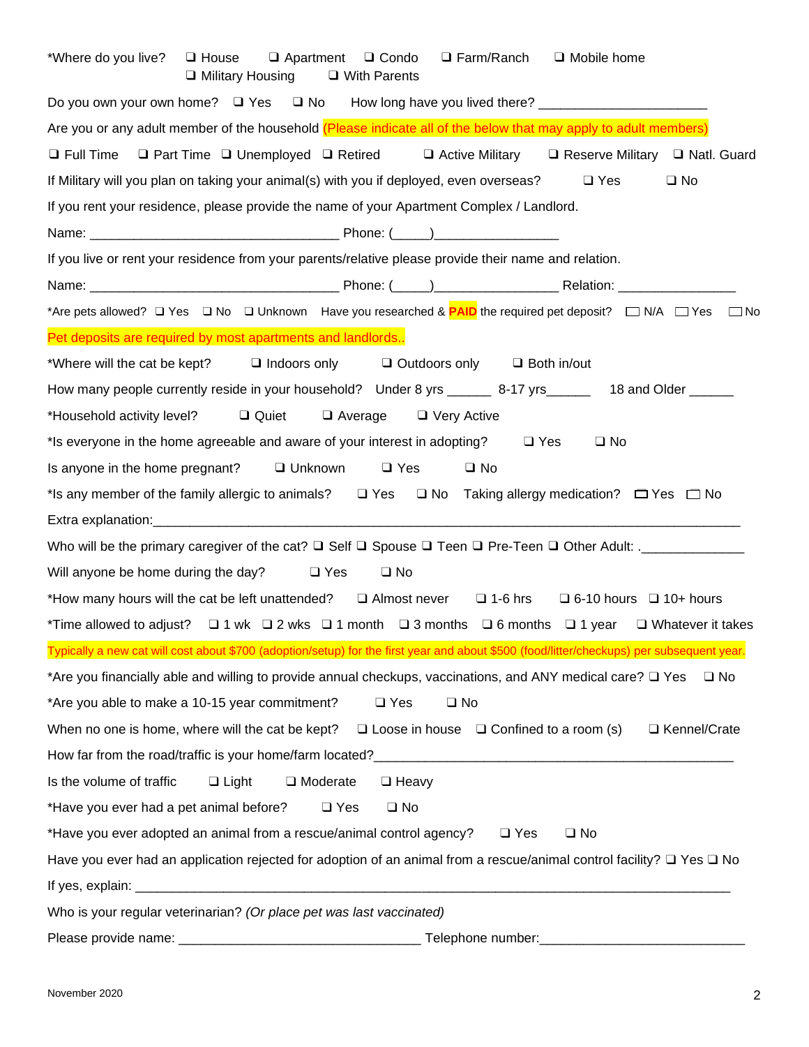*Where do you live? ❑ House ❑ Apartment ❑ Condo ❑ Farm/Ranch ❑ Mobile home ❑ Military Housing ❑ With Parents

Do you own your own home? ❑ Yes ❑ No How long have you lived there? ______________________

Are you or any adult member of the household (Please indicate all of the below that may apply to adult members)

❑ Full Time ❑ Part Time ❑ Unemployed ❑ Retired ❑ Active Military ❑ Reserve Military ❑ Natl. Guard

If Military will you plan on taking your animal(s) with you if deployed, even overseas? ❑ Yes ❑ No

If you rent your residence, please provide the name of your Apartment Complex / Landlord.

Name: _________________________________ Phone: (_____)________________

If you live or rent your residence from your parents/relative please provide their name and relation.

Name: _________________________________ Phone: (_____)________________ Relation: _______________

*Are pets allowed? ❑ Yes ❑ No ❑ Unknown Have you researched & **PAID** the required pet deposit? ☐ N/A ☐ Yes ☐ No

Pet deposits are required by most apartments and landlords..

*Where will the cat be kept? ❑ Indoors only ❑ Outdoors only ❑ Both in/out

How many people currently reside in your household? Under 8 yrs ______ 8-17 yrs______ 18 and Older ______

*Household activity level? ❑ Quiet ❑ Average ❑ Very Active

*Is everyone in the home agreeable and aware of your interest in adopting? ❑ Yes ❑ No

Is anyone in the home pregnant? ❑ Unknown ❑ Yes ❑ No

*Is any member of the family allergic to animals? ❑ Yes ❑ No Taking allergy medication? ☐ Yes ☐ No

Extra explanation:_______________________________________________________________________________

Who will be the primary caregiver of the cat? ❑ Self ❑ Spouse ❑ Teen ❑ Pre-Teen ❑ Other Adult: ._____________

Will anyone be home during the day? ❑ Yes ❑ No

*How many hours will the cat be left unattended? ❑ Almost never ❑ 1-6 hrs ❑ 6-10 hours ❑ 10+ hours

*Time allowed to adjust? ❑ 1 wk ❑ 2 wks ❑ 1 month ❑ 3 months ❑ 6 months ❑ 1 year ❑ Whatever it takes

Typically a new cat will cost about $700 (adoption/setup) for the first year and about $500 (food/litter/checkups) per subsequent year.

*Are you financially able and willing to provide annual checkups, vaccinations, and ANY medical care? ❑ Yes ❑ No

*Are you able to make a 10-15 year commitment? ❑ Yes ❑ No

When no one is home, where will the cat be kept? ❑ Loose in house ❑ Confined to a room (s) ❑ Kennel/Crate

How far from the road/traffic is your home/farm located?_____________________________________________

Is the volume of traffic ❑ Light ❑ Moderate ❑ Heavy

*Have you ever had a pet animal before? ❑ Yes ❑ No

*Have you ever adopted an animal from a rescue/animal control agency? ❑ Yes ❑ No

Have you ever had an application rejected for adoption of an animal from a rescue/animal control facility? ❑ Yes ❑ No

If yes, explain: ___________________________________________________________________________________

Who is your regular veterinarian? *(Or place pet was last vaccinated)*

Please provide name: _______________________________ Telephone number:__________________________

November 2020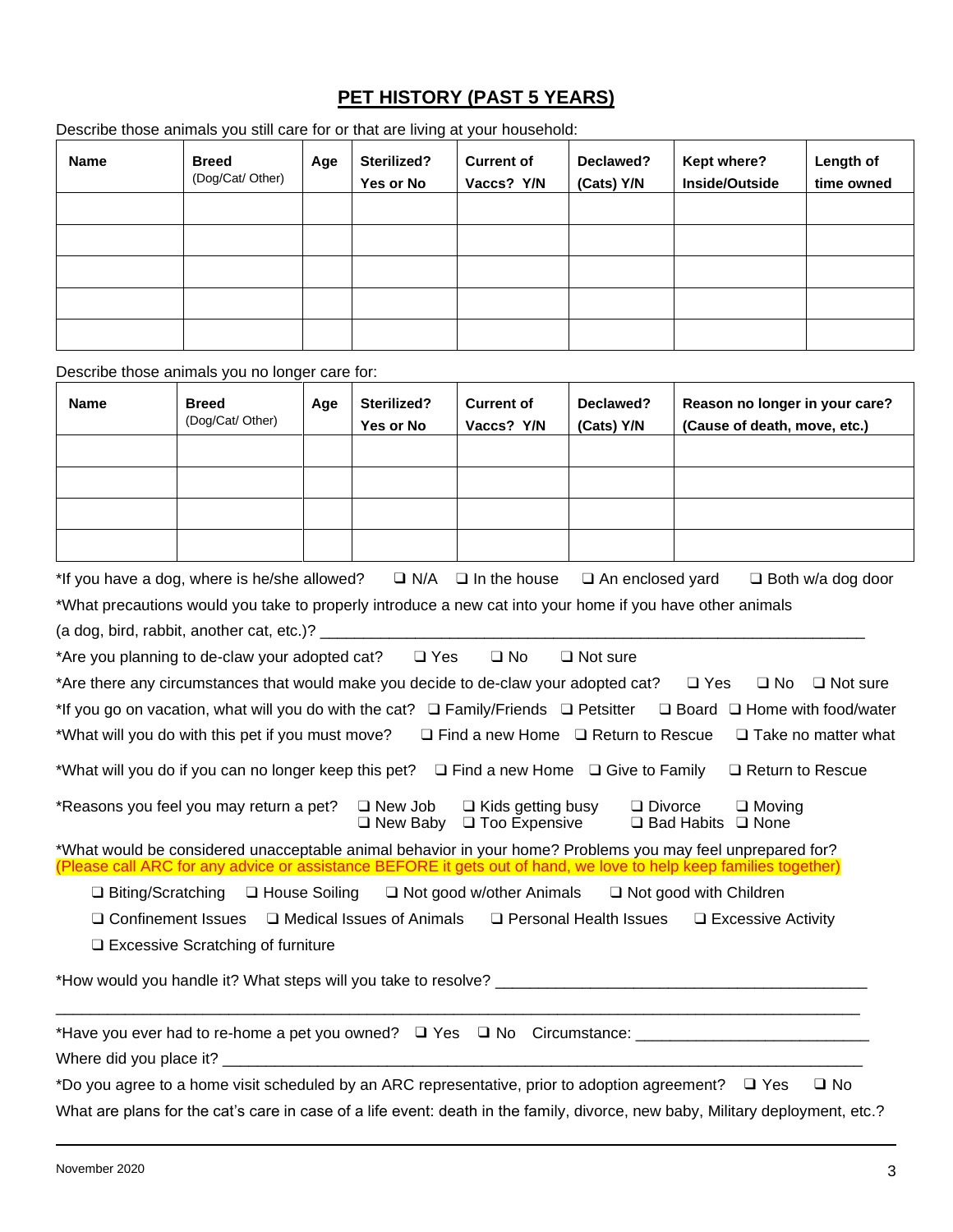## PET HISTORY (PAST 5 YEARS)

Describe those animals you still care for or that are living at your household:

| Name | Breed (Dog/Cat/ Other) | Age | Sterilized? Yes or No | Current of Vaccs? Y/N | Declawed? (Cats) Y/N | Kept where? Inside/Outside | Length of time owned |
|---|---|---|---|---|---|---|---|
| | | | | | | | |
| | | | | | | | |
| | | | | | | | |
| | | | | | | | |
| | | | | | | | |

Describe those animals you no longer care for:

| Name | Breed (Dog/Cat/ Other) | Age | Sterilized? Yes or No | Current of Vaccs? Y/N | Declawed? (Cats) Y/N | Reason no longer in your care? (Cause of death, move, etc.) |
|---|---|---|---|---|---|---|
| | | | | | | |
| | | | | | | |
| | | | | | | |
| | | | | | | |

*If you have a dog, where is he/she allowed? ❑ N/A ❑ In the house ❑ An enclosed yard ❑ Both w/a dog door

*What precautions would you take to properly introduce a new cat into your home if you have other animals (a dog, bird, rabbit, another cat, etc.)? ___________________________________________________________________

*Are you planning to de-claw your adopted cat? ❑ Yes ❑ No ❑ Not sure

*Are there any circumstances that would make you decide to de-claw your adopted cat? ❑ Yes ❑ No ❑ Not sure

*If you go on vacation, what will you do with the cat? ❑ Family/Friends ❑ Petsitter ❑ Board ❑ Home with food/water

*What will you do with this pet if you must move? ❑ Find a new Home ❑ Return to Rescue ❑ Take no matter what

*What will you do if you can no longer keep this pet? ❑ Find a new Home ❑ Give to Family ❑ Return to Rescue

*Reasons you feel you may return a pet? ❑ New Job ❑ Kids getting busy ❑ Divorce ❑ Moving ❑ New Baby ❑ Too Expensive ❑ Bad Habits ❑ None

*What would be considered unacceptable animal behavior in your home? Problems you may feel unprepared for? (Please call ARC for any advice or assistance BEFORE it gets out of hand, we love to help keep families together)

❑ Biting/Scratching ❑ House Soiling ❑ Not good w/other Animals ❑ Not good with Children

❑ Confinement Issues ❑ Medical Issues of Animals ❑ Personal Health Issues ❑ Excessive Activity

❑ Excessive Scratching of furniture

*How would you handle it? What steps will you take to resolve? ____________________________________________

_____________________________________________________________________________________________

*Have you ever had to re-home a pet you owned? ❑ Yes ❑ No Circumstance: ___________________________

Where did you place it? ________________________________________________________________________

*Do you agree to a home visit scheduled by an ARC representative, prior to adoption agreement? ❑ Yes ❑ No

What are plans for the cat's care in case of a life event: death in the family, divorce, new baby, Military deployment, etc.?

November 2020